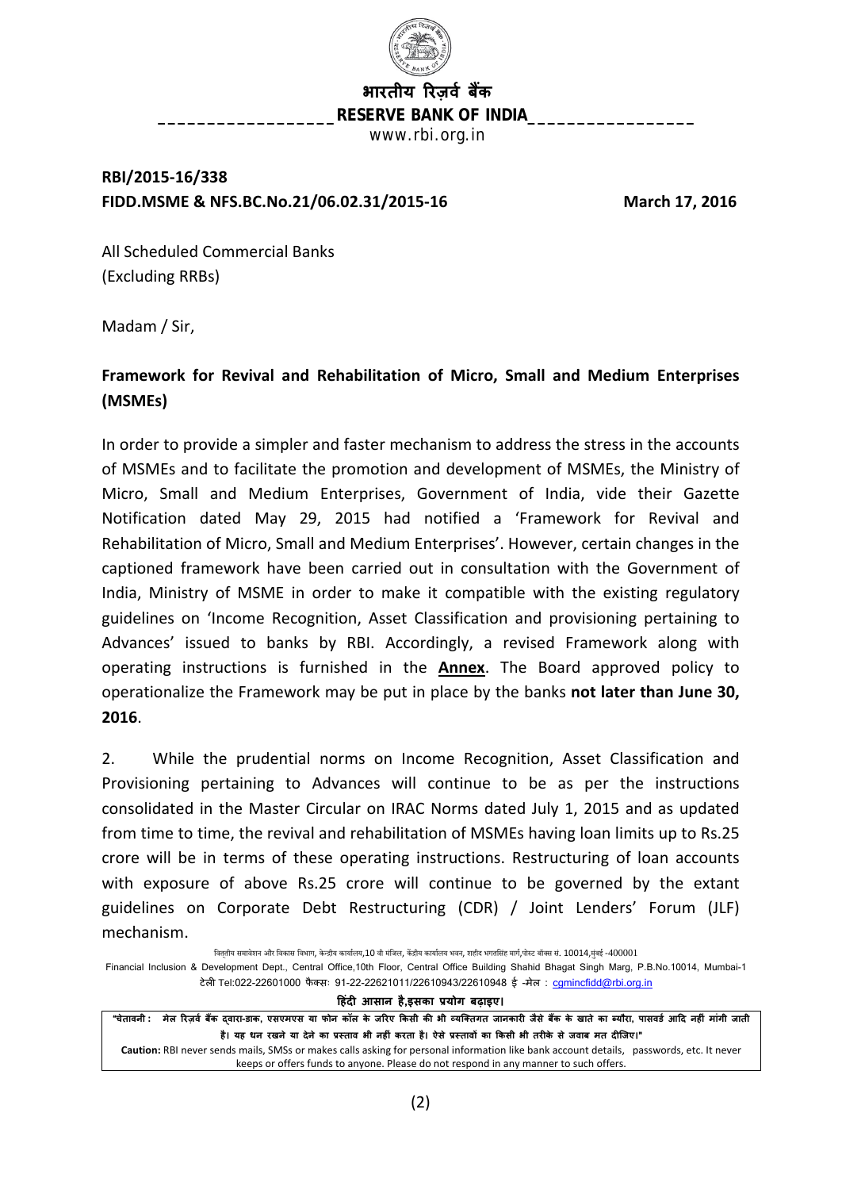भारतीय रिज़र्व बैंक
**RESERVE BANK OF INDIA**
www.rbi.org.in

**RBI/2015-16/338**
**FIDD.MSME & NFS.BC.No.21/06.02.31/2015-16** **March 17, 2016**

All Scheduled Commercial Banks
(Excluding RRBs)

Madam / Sir,

**Framework for Revival and Rehabilitation of Micro, Small and Medium Enterprises (MSMEs)**

In order to provide a simpler and faster mechanism to address the stress in the accounts of MSMEs and to facilitate the promotion and development of MSMEs, the Ministry of Micro, Small and Medium Enterprises, Government of India, vide their Gazette Notification dated May 29, 2015 had notified a 'Framework for Revival and Rehabilitation of Micro, Small and Medium Enterprises'. However, certain changes in the captioned framework have been carried out in consultation with the Government of India, Ministry of MSME in order to make it compatible with the existing regulatory guidelines on 'Income Recognition, Asset Classification and provisioning pertaining to Advances' issued to banks by RBI. Accordingly, a revised Framework along with operating instructions is furnished in the **Annex**. The Board approved policy to operationalize the Framework may be put in place by the banks **not later than June 30, 2016**.

2. While the prudential norms on Income Recognition, Asset Classification and Provisioning pertaining to Advances will continue to be as per the instructions consolidated in the Master Circular on IRAC Norms dated July 1, 2015 and as updated from time to time, the revival and rehabilitation of MSMEs having loan limits up to Rs.25 crore will be in terms of these operating instructions. Restructuring of loan accounts with exposure of above Rs.25 crore will continue to be governed by the extant guidelines on Corporate Debt Restructuring (CDR) / Joint Lenders' Forum (JLF) mechanism.

वित्तीय समावेशन और विकास विभाग, केन्द्रीय कार्यालय,10 वी मंजिल, केंद्रीय कार्यालय भवन, शहीद भगतसिंह मार्ग,पोस्ट बॉक्स सं. 10014,मुंबई -400001
Financial Inclusion & Development Dept., Central Office,10th Floor, Central Office Building Shahid Bhagat Singh Marg, P.B.No.10014, Mumbai-1
टेली Tel:022-22601000 फैक्सः 91-22-22621011/22610943/22610948 ई -मेल : cgmincfidd@rbi.org.in

**हिंदी आसान है,इसका प्रयोग बढ़ाइए।**

**"चेतावनी : मेल रिज़र्व बैंक द्वारा-डाक, एसएमएस या फोन कॉल के जरिए किसी की भी व्यक्तिगत जानकारी जैसे बैंक के खाते का ब्यौरा, पासवर्ड आदि नहीं मांगी जाती है। यह धन रखने या देने का प्रस्ताव भी नहीं करता है। ऐसे प्रस्तावों का किसी भी तरीके से जवाब मत दीजिए।"**

**Caution:** RBI never sends mails, SMSs or makes calls asking for personal information like bank account details, passwords, etc. It never keeps or offers funds to anyone. Please do not respond in any manner to such offers.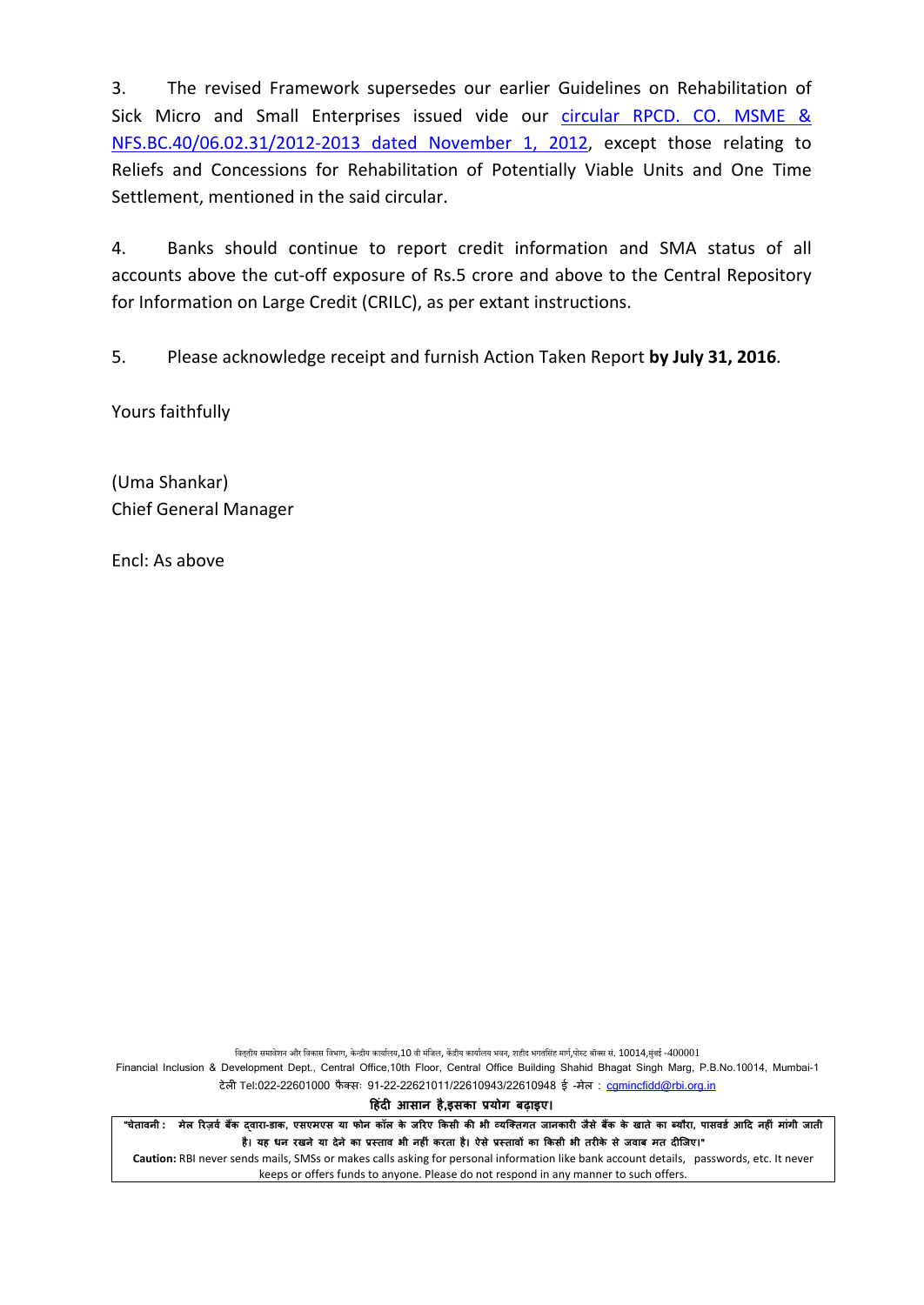3. The revised Framework supersedes our earlier Guidelines on Rehabilitation of Sick Micro and Small Enterprises issued vide our [circular RPCD. CO. MSME & NFS.BC.40/06.02.31/2012-2013 dated November 1, 2012](), except those relating to Reliefs and Concessions for Rehabilitation of Potentially Viable Units and One Time Settlement, mentioned in the said circular.

4. Banks should continue to report credit information and SMA status of all accounts above the cut-off exposure of Rs.5 crore and above to the Central Repository for Information on Large Credit (CRILC), as per extant instructions.

5. Please acknowledge receipt and furnish Action Taken Report **by July 31, 2016**.

Yours faithfully

(Uma Shankar)
Chief General Manager

Encl: As above

वित्तीय समावेशन और विकास विभाग, केन्द्रीय कार्यालय,10 वी मंजिल, केंद्रीय कार्यालय भवन, शहीद भगतसिंह मार्ग,पोस्ट बॉक्स सं. 10014,मुंबई -400001
Financial Inclusion & Development Dept., Central Office,10th Floor, Central Office Building Shahid Bhagat Singh Marg, P.B.No.10014, Mumbai-1
टेली Tel:022-22601000 फैक्सः 91-22-22621011/22610943/22610948 ई -मेल : cgmincfidd@rbi.org.in

**हिंदी आसान है,इसका प्रयोग बढ़ाइए।**

**"चेतावनी : मेल रिज़र्व बैंक द्वारा-डाक, एसएमएस या फोन कॉल के जरिए किसी की भी व्यक्तिगत जानकारी जैसे बैंक के खाते का ब्यौरा, पासवर्ड आदि नहीं मांगी जाती है। यह धन रखने या देने का प्रस्ताव भी नहीं करता है। ऐसे प्रस्तावों का किसी भी तरीके से जवाब मत दीजिए।"**

**Caution:** RBI never sends mails, SMSs or makes calls asking for personal information like bank account details, passwords, etc. It never keeps or offers funds to anyone. Please do not respond in any manner to such offers.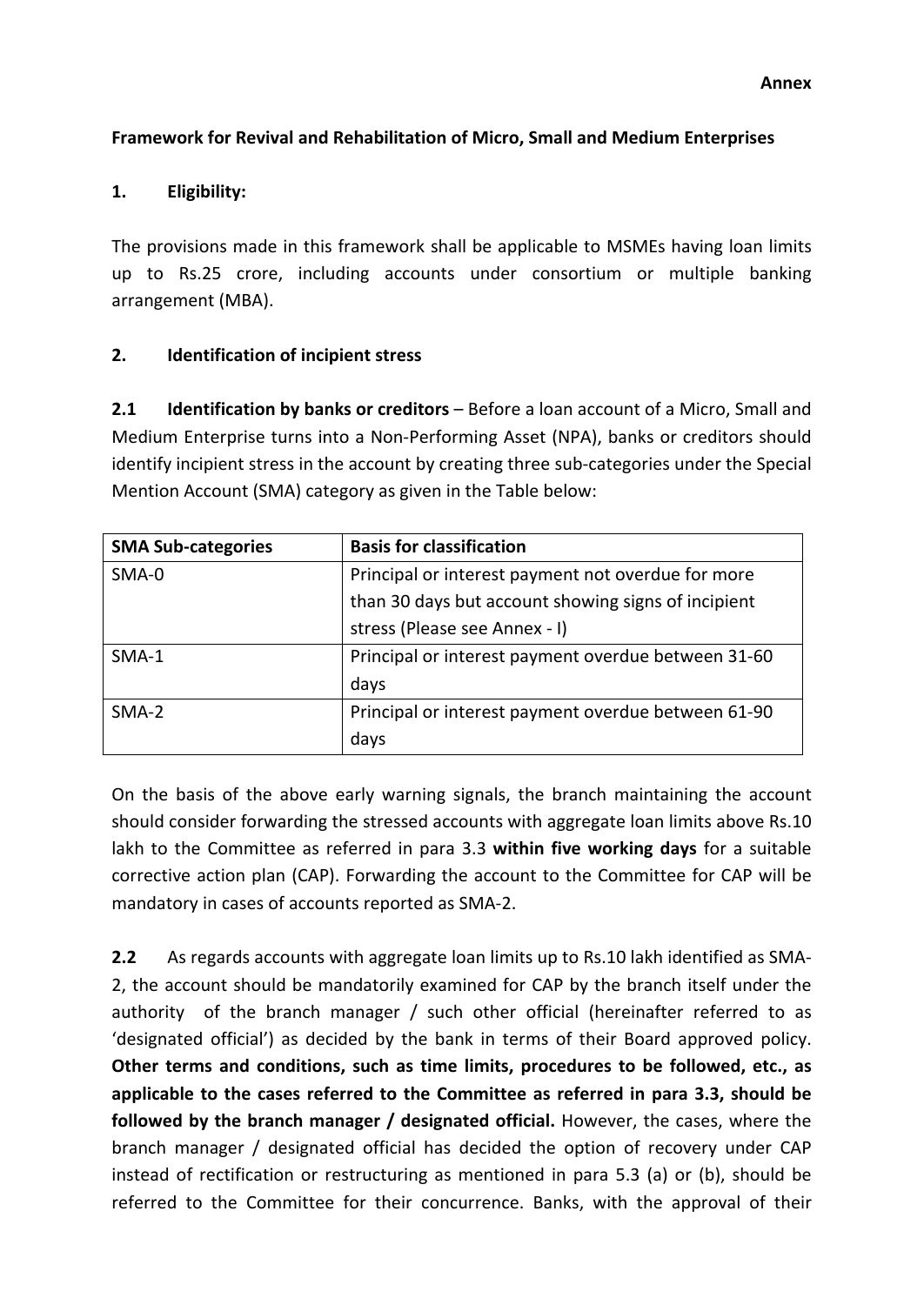**Annex**

**Framework for Revival and Rehabilitation of Micro, Small and Medium Enterprises**

**1. Eligibility:**

The provisions made in this framework shall be applicable to MSMEs having loan limits up to Rs.25 crore, including accounts under consortium or multiple banking arrangement (MBA).

**2. Identification of incipient stress**

**2.1 Identification by banks or creditors** – Before a loan account of a Micro, Small and Medium Enterprise turns into a Non-Performing Asset (NPA), banks or creditors should identify incipient stress in the account by creating three sub-categories under the Special Mention Account (SMA) category as given in the Table below:

| SMA Sub-categories | Basis for classification |
|---|---|
| SMA-0 | Principal or interest payment not overdue for more than 30 days but account showing signs of incipient stress (Please see Annex - I) |
| SMA-1 | Principal or interest payment overdue between 31-60 days |
| SMA-2 | Principal or interest payment overdue between 61-90 days |

On the basis of the above early warning signals, the branch maintaining the account should consider forwarding the stressed accounts with aggregate loan limits above Rs.10 lakh to the Committee as referred in para 3.3 **within five working days** for a suitable corrective action plan (CAP). Forwarding the account to the Committee for CAP will be mandatory in cases of accounts reported as SMA-2.

**2.2** As regards accounts with aggregate loan limits up to Rs.10 lakh identified as SMA-2, the account should be mandatorily examined for CAP by the branch itself under the authority of the branch manager / such other official (hereinafter referred to as 'designated official') as decided by the bank in terms of their Board approved policy. **Other terms and conditions, such as time limits, procedures to be followed, etc., as applicable to the cases referred to the Committee as referred in para 3.3, should be followed by the branch manager / designated official.** However, the cases, where the branch manager / designated official has decided the option of recovery under CAP instead of rectification or restructuring as mentioned in para 5.3 (a) or (b), should be referred to the Committee for their concurrence. Banks, with the approval of their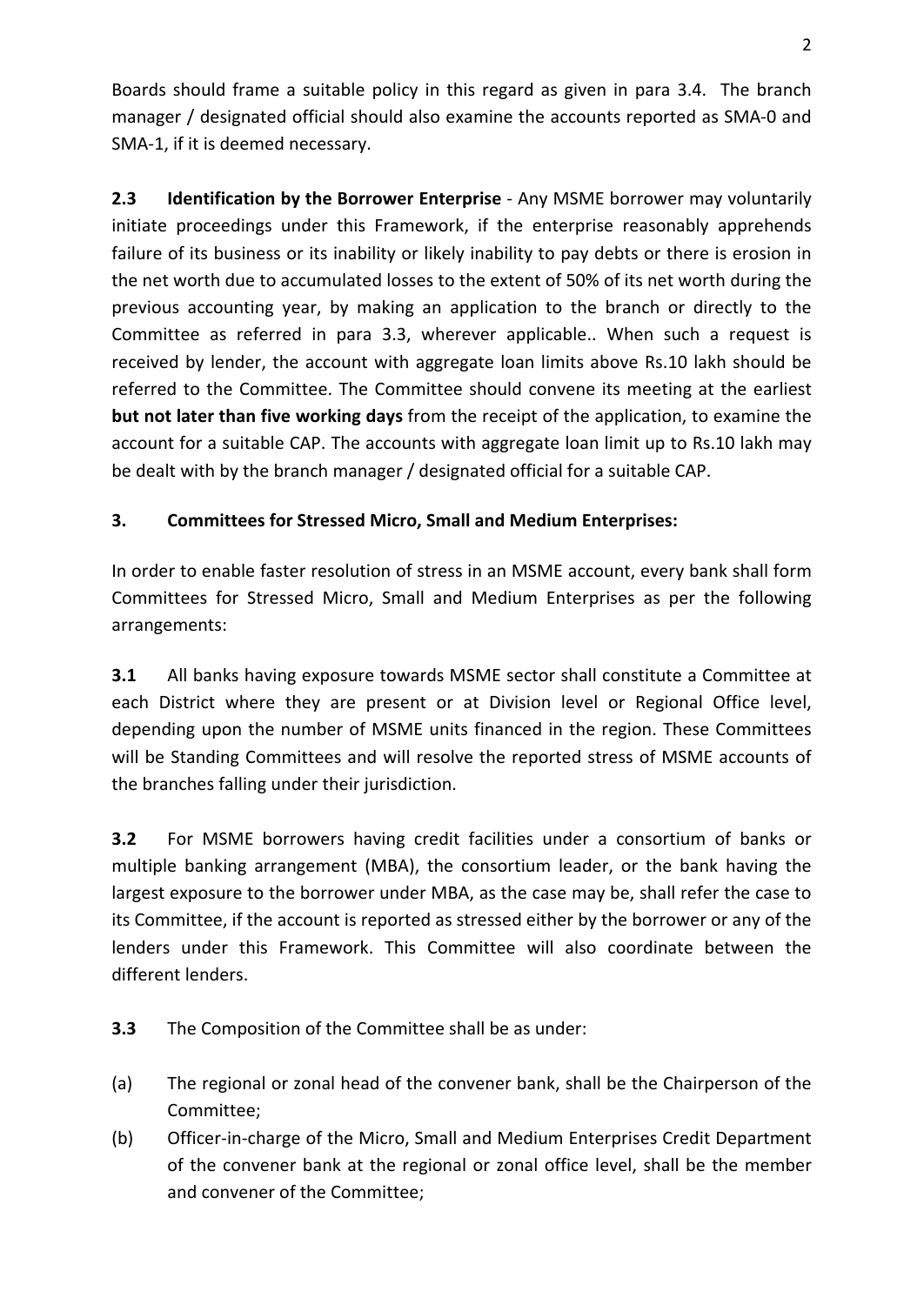Boards should frame a suitable policy in this regard as given in para 3.4. The branch manager / designated official should also examine the accounts reported as SMA-0 and SMA-1, if it is deemed necessary.

**2.3 Identification by the Borrower Enterprise** - Any MSME borrower may voluntarily initiate proceedings under this Framework, if the enterprise reasonably apprehends failure of its business or its inability or likely inability to pay debts or there is erosion in the net worth due to accumulated losses to the extent of 50% of its net worth during the previous accounting year, by making an application to the branch or directly to the Committee as referred in para 3.3, wherever applicable.. When such a request is received by lender, the account with aggregate loan limits above Rs.10 lakh should be referred to the Committee. The Committee should convene its meeting at the earliest **but not later than five working days** from the receipt of the application, to examine the account for a suitable CAP. The accounts with aggregate loan limit up to Rs.10 lakh may be dealt with by the branch manager / designated official for a suitable CAP.

**3. Committees for Stressed Micro, Small and Medium Enterprises:**

In order to enable faster resolution of stress in an MSME account, every bank shall form Committees for Stressed Micro, Small and Medium Enterprises as per the following arrangements:

**3.1** All banks having exposure towards MSME sector shall constitute a Committee at each District where they are present or at Division level or Regional Office level, depending upon the number of MSME units financed in the region. These Committees will be Standing Committees and will resolve the reported stress of MSME accounts of the branches falling under their jurisdiction.

**3.2** For MSME borrowers having credit facilities under a consortium of banks or multiple banking arrangement (MBA), the consortium leader, or the bank having the largest exposure to the borrower under MBA, as the case may be, shall refer the case to its Committee, if the account is reported as stressed either by the borrower or any of the lenders under this Framework. This Committee will also coordinate between the different lenders.

**3.3** The Composition of the Committee shall be as under:

(a) The regional or zonal head of the convener bank, shall be the Chairperson of the Committee;

(b) Officer-in-charge of the Micro, Small and Medium Enterprises Credit Department of the convener bank at the regional or zonal office level, shall be the member and convener of the Committee;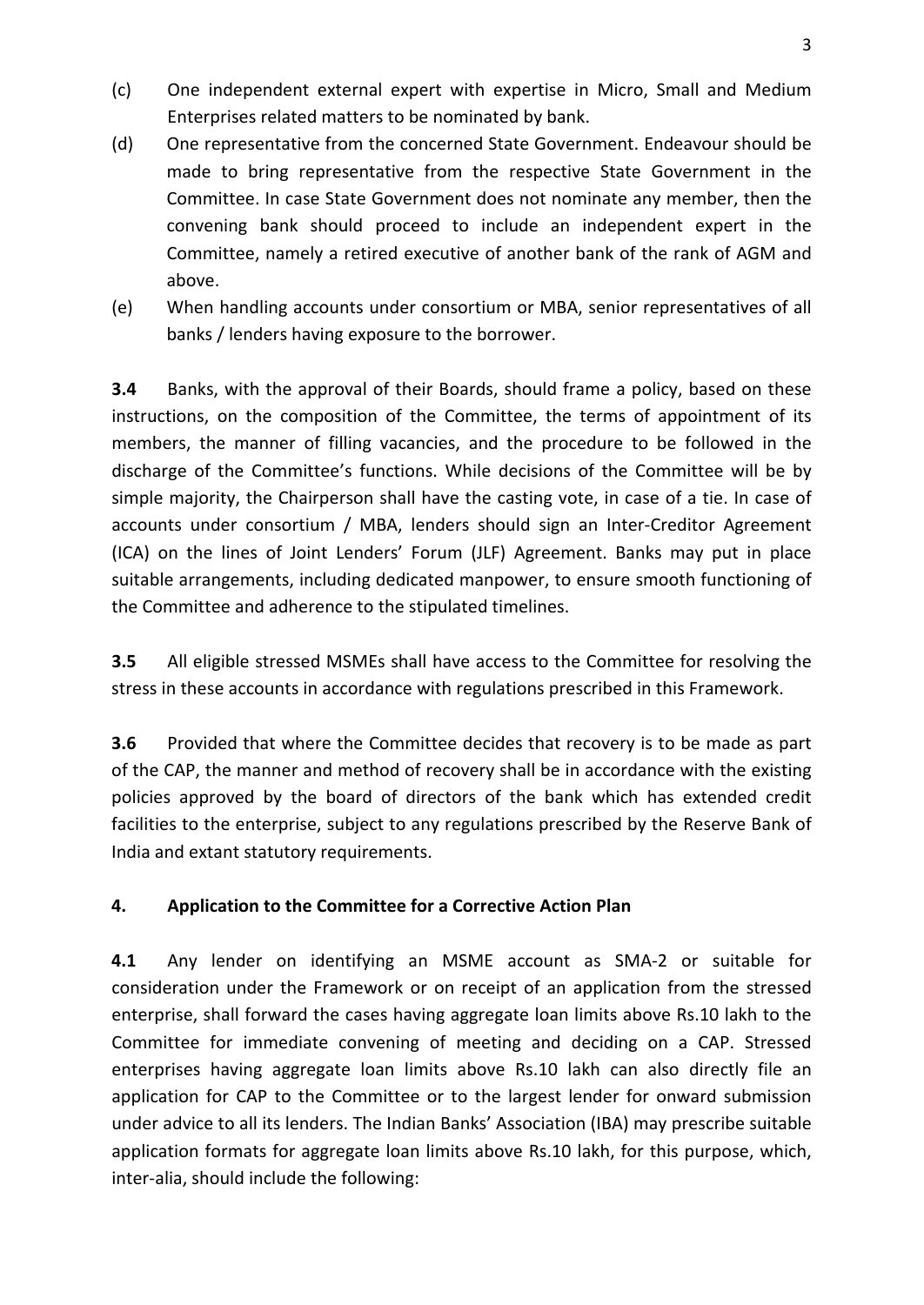(c) One independent external expert with expertise in Micro, Small and Medium Enterprises related matters to be nominated by bank.

(d) One representative from the concerned State Government. Endeavour should be made to bring representative from the respective State Government in the Committee. In case State Government does not nominate any member, then the convening bank should proceed to include an independent expert in the Committee, namely a retired executive of another bank of the rank of AGM and above.

(e) When handling accounts under consortium or MBA, senior representatives of all banks / lenders having exposure to the borrower.

**3.4** Banks, with the approval of their Boards, should frame a policy, based on these instructions, on the composition of the Committee, the terms of appointment of its members, the manner of filling vacancies, and the procedure to be followed in the discharge of the Committee's functions. While decisions of the Committee will be by simple majority, the Chairperson shall have the casting vote, in case of a tie. In case of accounts under consortium / MBA, lenders should sign an Inter-Creditor Agreement (ICA) on the lines of Joint Lenders' Forum (JLF) Agreement. Banks may put in place suitable arrangements, including dedicated manpower, to ensure smooth functioning of the Committee and adherence to the stipulated timelines.

**3.5** All eligible stressed MSMEs shall have access to the Committee for resolving the stress in these accounts in accordance with regulations prescribed in this Framework.

**3.6** Provided that where the Committee decides that recovery is to be made as part of the CAP, the manner and method of recovery shall be in accordance with the existing policies approved by the board of directors of the bank which has extended credit facilities to the enterprise, subject to any regulations prescribed by the Reserve Bank of India and extant statutory requirements.

## 4. Application to the Committee for a Corrective Action Plan

**4.1** Any lender on identifying an MSME account as SMA-2 or suitable for consideration under the Framework or on receipt of an application from the stressed enterprise, shall forward the cases having aggregate loan limits above Rs.10 lakh to the Committee for immediate convening of meeting and deciding on a CAP. Stressed enterprises having aggregate loan limits above Rs.10 lakh can also directly file an application for CAP to the Committee or to the largest lender for onward submission under advice to all its lenders. The Indian Banks' Association (IBA) may prescribe suitable application formats for aggregate loan limits above Rs.10 lakh, for this purpose, which, inter-alia, should include the following: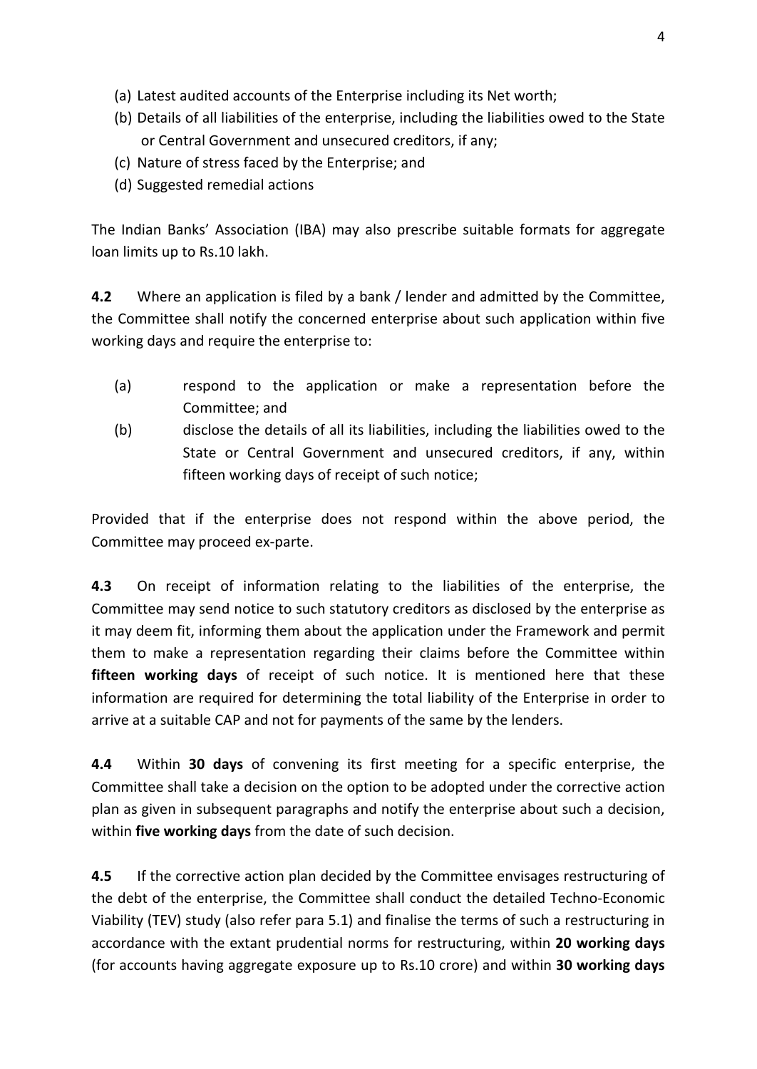(a) Latest audited accounts of the Enterprise including its Net worth;
(b) Details of all liabilities of the enterprise, including the liabilities owed to the State or Central Government and unsecured creditors, if any;
(c) Nature of stress faced by the Enterprise; and
(d) Suggested remedial actions

The Indian Banks' Association (IBA) may also prescribe suitable formats for aggregate loan limits up to Rs.10 lakh.

**4.2** Where an application is filed by a bank / lender and admitted by the Committee, the Committee shall notify the concerned enterprise about such application within five working days and require the enterprise to:

(a) respond to the application or make a representation before the Committee; and
(b) disclose the details of all its liabilities, including the liabilities owed to the State or Central Government and unsecured creditors, if any, within fifteen working days of receipt of such notice;

Provided that if the enterprise does not respond within the above period, the Committee may proceed ex-parte.

**4.3** On receipt of information relating to the liabilities of the enterprise, the Committee may send notice to such statutory creditors as disclosed by the enterprise as it may deem fit, informing them about the application under the Framework and permit them to make a representation regarding their claims before the Committee within **fifteen working days** of receipt of such notice. It is mentioned here that these information are required for determining the total liability of the Enterprise in order to arrive at a suitable CAP and not for payments of the same by the lenders.

**4.4** Within **30 days** of convening its first meeting for a specific enterprise, the Committee shall take a decision on the option to be adopted under the corrective action plan as given in subsequent paragraphs and notify the enterprise about such a decision, within **five working days** from the date of such decision.

**4.5** If the corrective action plan decided by the Committee envisages restructuring of the debt of the enterprise, the Committee shall conduct the detailed Techno-Economic Viability (TEV) study (also refer para 5.1) and finalise the terms of such a restructuring in accordance with the extant prudential norms for restructuring, within **20 working days** (for accounts having aggregate exposure up to Rs.10 crore) and within **30 working days**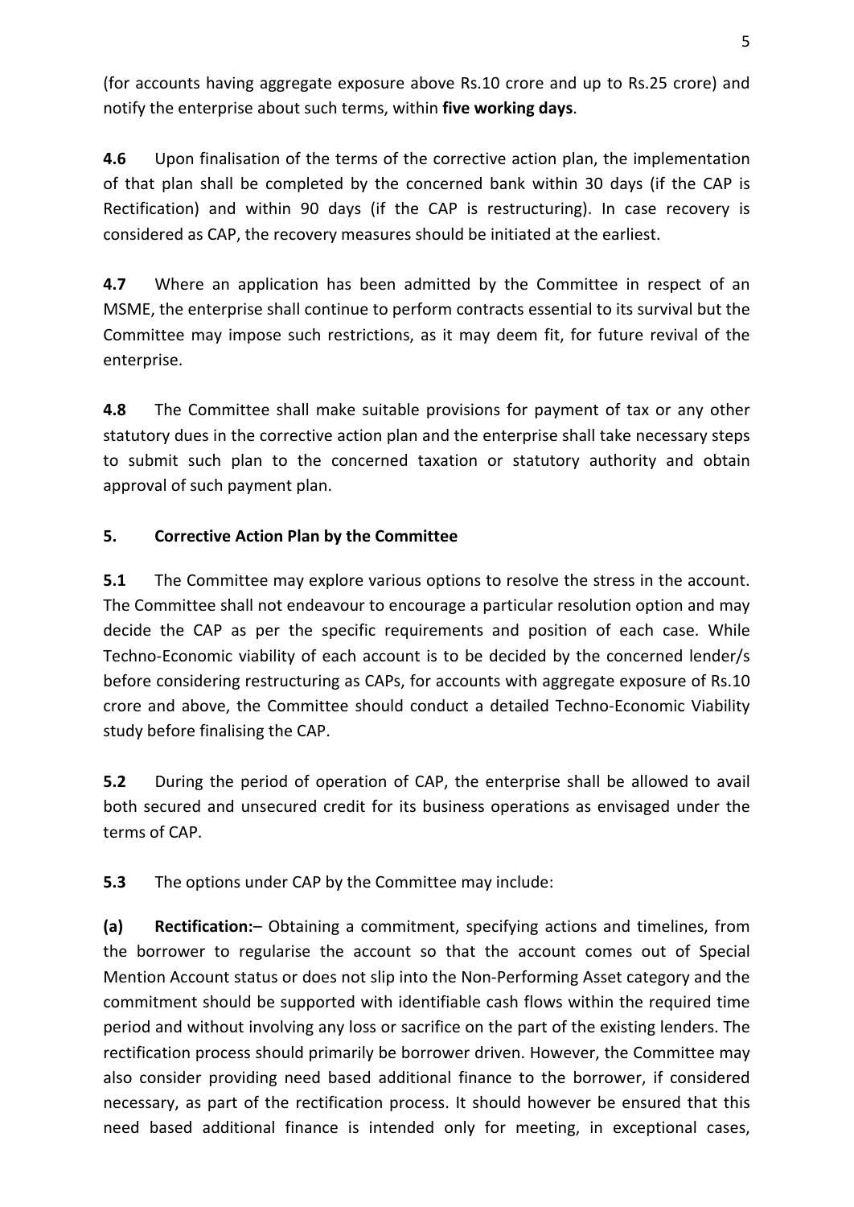(for accounts having aggregate exposure above Rs.10 crore and up to Rs.25 crore) and notify the enterprise about such terms, within **five working days**.

**4.6** Upon finalisation of the terms of the corrective action plan, the implementation of that plan shall be completed by the concerned bank within 30 days (if the CAP is Rectification) and within 90 days (if the CAP is restructuring). In case recovery is considered as CAP, the recovery measures should be initiated at the earliest.

**4.7** Where an application has been admitted by the Committee in respect of an MSME, the enterprise shall continue to perform contracts essential to its survival but the Committee may impose such restrictions, as it may deem fit, for future revival of the enterprise.

**4.8** The Committee shall make suitable provisions for payment of tax or any other statutory dues in the corrective action plan and the enterprise shall take necessary steps to submit such plan to the concerned taxation or statutory authority and obtain approval of such payment plan.

## 5. Corrective Action Plan by the Committee

**5.1** The Committee may explore various options to resolve the stress in the account. The Committee shall not endeavour to encourage a particular resolution option and may decide the CAP as per the specific requirements and position of each case. While Techno-Economic viability of each account is to be decided by the concerned lender/s before considering restructuring as CAPs, for accounts with aggregate exposure of Rs.10 crore and above, the Committee should conduct a detailed Techno-Economic Viability study before finalising the CAP.

**5.2** During the period of operation of CAP, the enterprise shall be allowed to avail both secured and unsecured credit for its business operations as envisaged under the terms of CAP.

**5.3** The options under CAP by the Committee may include:

**(a) Rectification:**– Obtaining a commitment, specifying actions and timelines, from the borrower to regularise the account so that the account comes out of Special Mention Account status or does not slip into the Non-Performing Asset category and the commitment should be supported with identifiable cash flows within the required time period and without involving any loss or sacrifice on the part of the existing lenders. The rectification process should primarily be borrower driven. However, the Committee may also consider providing need based additional finance to the borrower, if considered necessary, as part of the rectification process. It should however be ensured that this need based additional finance is intended only for meeting, in exceptional cases,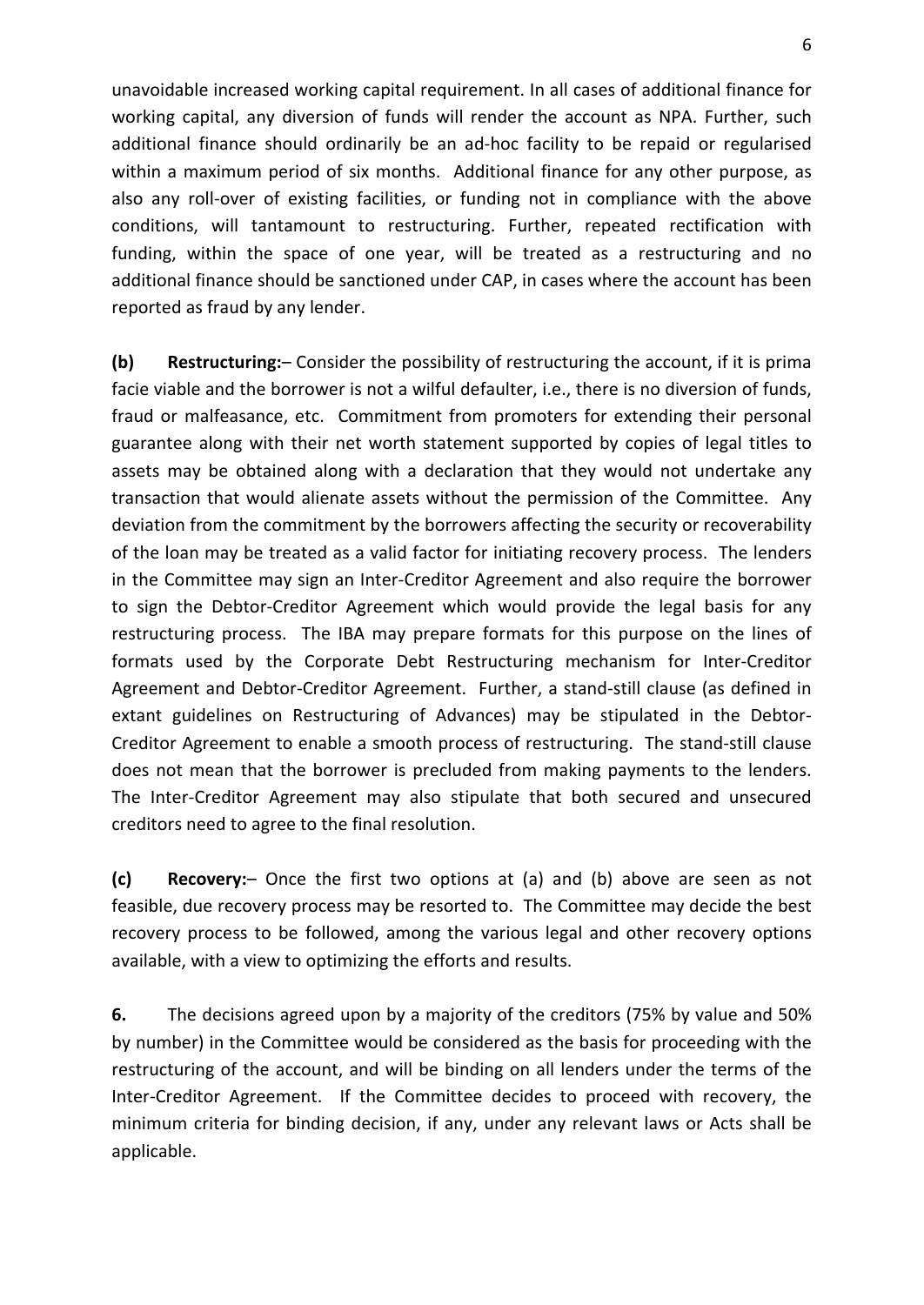unavoidable increased working capital requirement. In all cases of additional finance for working capital, any diversion of funds will render the account as NPA. Further, such additional finance should ordinarily be an ad-hoc facility to be repaid or regularised within a maximum period of six months. Additional finance for any other purpose, as also any roll-over of existing facilities, or funding not in compliance with the above conditions, will tantamount to restructuring. Further, repeated rectification with funding, within the space of one year, will be treated as a restructuring and no additional finance should be sanctioned under CAP, in cases where the account has been reported as fraud by any lender.

**(b) Restructuring:**– Consider the possibility of restructuring the account, if it is prima facie viable and the borrower is not a wilful defaulter, i.e., there is no diversion of funds, fraud or malfeasance, etc. Commitment from promoters for extending their personal guarantee along with their net worth statement supported by copies of legal titles to assets may be obtained along with a declaration that they would not undertake any transaction that would alienate assets without the permission of the Committee. Any deviation from the commitment by the borrowers affecting the security or recoverability of the loan may be treated as a valid factor for initiating recovery process. The lenders in the Committee may sign an Inter-Creditor Agreement and also require the borrower to sign the Debtor-Creditor Agreement which would provide the legal basis for any restructuring process. The IBA may prepare formats for this purpose on the lines of formats used by the Corporate Debt Restructuring mechanism for Inter-Creditor Agreement and Debtor-Creditor Agreement. Further, a stand-still clause (as defined in extant guidelines on Restructuring of Advances) may be stipulated in the Debtor-Creditor Agreement to enable a smooth process of restructuring. The stand-still clause does not mean that the borrower is precluded from making payments to the lenders. The Inter-Creditor Agreement may also stipulate that both secured and unsecured creditors need to agree to the final resolution.

**(c) Recovery:**– Once the first two options at (a) and (b) above are seen as not feasible, due recovery process may be resorted to. The Committee may decide the best recovery process to be followed, among the various legal and other recovery options available, with a view to optimizing the efforts and results.

**6.** The decisions agreed upon by a majority of the creditors (75% by value and 50% by number) in the Committee would be considered as the basis for proceeding with the restructuring of the account, and will be binding on all lenders under the terms of the Inter-Creditor Agreement. If the Committee decides to proceed with recovery, the minimum criteria for binding decision, if any, under any relevant laws or Acts shall be applicable.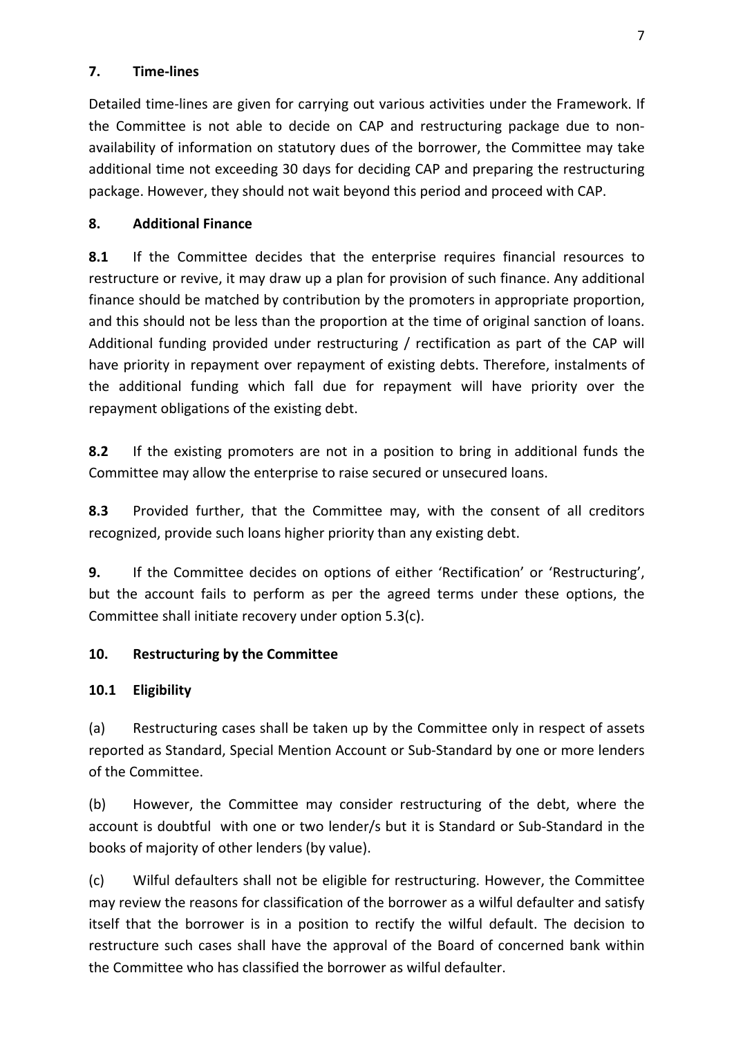## 7. Time-lines

Detailed time-lines are given for carrying out various activities under the Framework. If the Committee is not able to decide on CAP and restructuring package due to non-availability of information on statutory dues of the borrower, the Committee may take additional time not exceeding 30 days for deciding CAP and preparing the restructuring package. However, they should not wait beyond this period and proceed with CAP.

## 8. Additional Finance

**8.1** If the Committee decides that the enterprise requires financial resources to restructure or revive, it may draw up a plan for provision of such finance. Any additional finance should be matched by contribution by the promoters in appropriate proportion, and this should not be less than the proportion at the time of original sanction of loans. Additional funding provided under restructuring / rectification as part of the CAP will have priority in repayment over repayment of existing debts. Therefore, instalments of the additional funding which fall due for repayment will have priority over the repayment obligations of the existing debt.

**8.2** If the existing promoters are not in a position to bring in additional funds the Committee may allow the enterprise to raise secured or unsecured loans.

**8.3** Provided further, that the Committee may, with the consent of all creditors recognized, provide such loans higher priority than any existing debt.

**9.** If the Committee decides on options of either 'Rectification' or 'Restructuring', but the account fails to perform as per the agreed terms under these options, the Committee shall initiate recovery under option 5.3(c).

## 10. Restructuring by the Committee

### 10.1 Eligibility

(a) Restructuring cases shall be taken up by the Committee only in respect of assets reported as Standard, Special Mention Account or Sub-Standard by one or more lenders of the Committee.

(b) However, the Committee may consider restructuring of the debt, where the account is doubtful with one or two lender/s but it is Standard or Sub-Standard in the books of majority of other lenders (by value).

(c) Wilful defaulters shall not be eligible for restructuring. However, the Committee may review the reasons for classification of the borrower as a wilful defaulter and satisfy itself that the borrower is in a position to rectify the wilful default. The decision to restructure such cases shall have the approval of the Board of concerned bank within the Committee who has classified the borrower as wilful defaulter.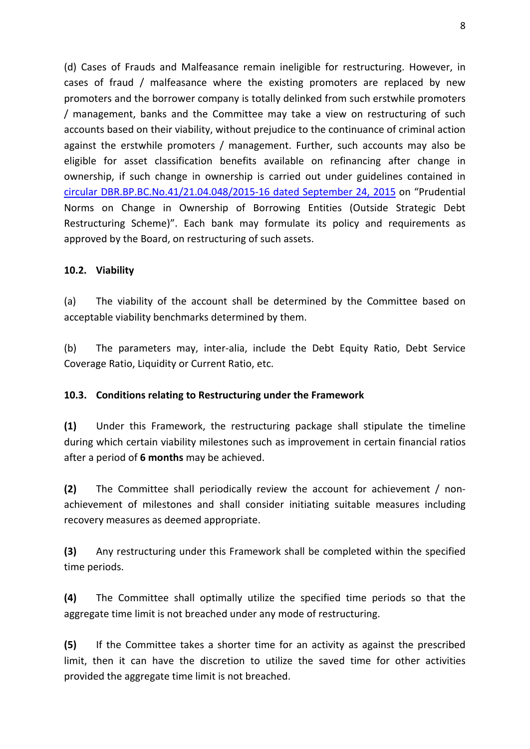(d) Cases of Frauds and Malfeasance remain ineligible for restructuring. However, in cases of fraud / malfeasance where the existing promoters are replaced by new promoters and the borrower company is totally delinked from such erstwhile promoters / management, banks and the Committee may take a view on restructuring of such accounts based on their viability, without prejudice to the continuance of criminal action against the erstwhile promoters / management. Further, such accounts may also be eligible for asset classification benefits available on refinancing after change in ownership, if such change in ownership is carried out under guidelines contained in circular DBR.BP.BC.No.41/21.04.048/2015-16 dated September 24, 2015 on "Prudential Norms on Change in Ownership of Borrowing Entities (Outside Strategic Debt Restructuring Scheme)". Each bank may formulate its policy and requirements as approved by the Board, on restructuring of such assets.

**10.2. Viability**

(a) The viability of the account shall be determined by the Committee based on acceptable viability benchmarks determined by them.

(b) The parameters may, inter-alia, include the Debt Equity Ratio, Debt Service Coverage Ratio, Liquidity or Current Ratio, etc.

**10.3. Conditions relating to Restructuring under the Framework**

**(1)** Under this Framework, the restructuring package shall stipulate the timeline during which certain viability milestones such as improvement in certain financial ratios after a period of **6 months** may be achieved.

**(2)** The Committee shall periodically review the account for achievement / non-achievement of milestones and shall consider initiating suitable measures including recovery measures as deemed appropriate.

**(3)** Any restructuring under this Framework shall be completed within the specified time periods.

**(4)** The Committee shall optimally utilize the specified time periods so that the aggregate time limit is not breached under any mode of restructuring.

**(5)** If the Committee takes a shorter time for an activity as against the prescribed limit, then it can have the discretion to utilize the saved time for other activities provided the aggregate time limit is not breached.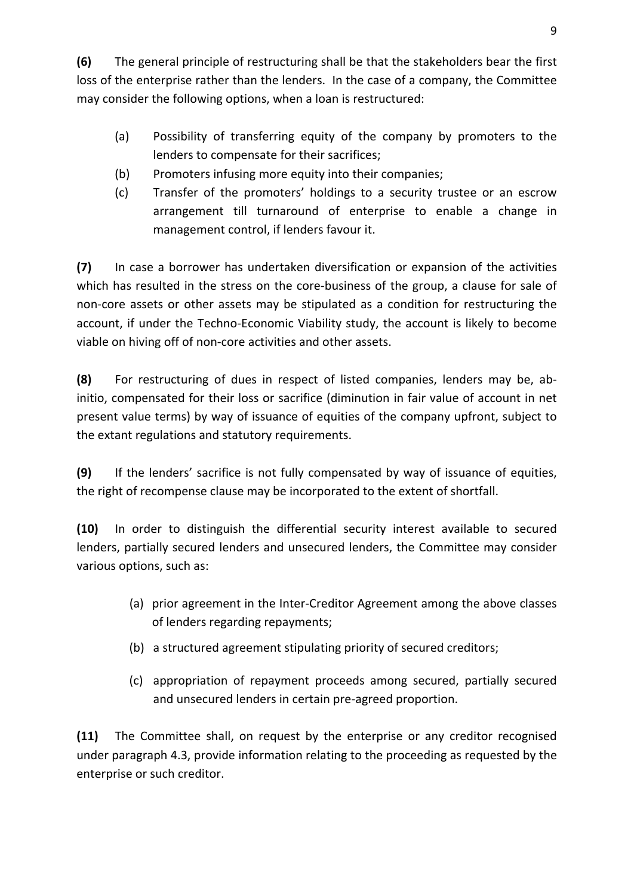**(6)** The general principle of restructuring shall be that the stakeholders bear the first loss of the enterprise rather than the lenders. In the case of a company, the Committee may consider the following options, when a loan is restructured:

(a) Possibility of transferring equity of the company by promoters to the lenders to compensate for their sacrifices;

(b) Promoters infusing more equity into their companies;

(c) Transfer of the promoters' holdings to a security trustee or an escrow arrangement till turnaround of enterprise to enable a change in management control, if lenders favour it.

**(7)** In case a borrower has undertaken diversification or expansion of the activities which has resulted in the stress on the core-business of the group, a clause for sale of non-core assets or other assets may be stipulated as a condition for restructuring the account, if under the Techno-Economic Viability study, the account is likely to become viable on hiving off of non-core activities and other assets.

**(8)** For restructuring of dues in respect of listed companies, lenders may be, ab-initio, compensated for their loss or sacrifice (diminution in fair value of account in net present value terms) by way of issuance of equities of the company upfront, subject to the extant regulations and statutory requirements.

**(9)** If the lenders' sacrifice is not fully compensated by way of issuance of equities, the right of recompense clause may be incorporated to the extent of shortfall.

**(10)** In order to distinguish the differential security interest available to secured lenders, partially secured lenders and unsecured lenders, the Committee may consider various options, such as:

(a) prior agreement in the Inter-Creditor Agreement among the above classes of lenders regarding repayments;

(b) a structured agreement stipulating priority of secured creditors;

(c) appropriation of repayment proceeds among secured, partially secured and unsecured lenders in certain pre-agreed proportion.

**(11)** The Committee shall, on request by the enterprise or any creditor recognised under paragraph 4.3, provide information relating to the proceeding as requested by the enterprise or such creditor.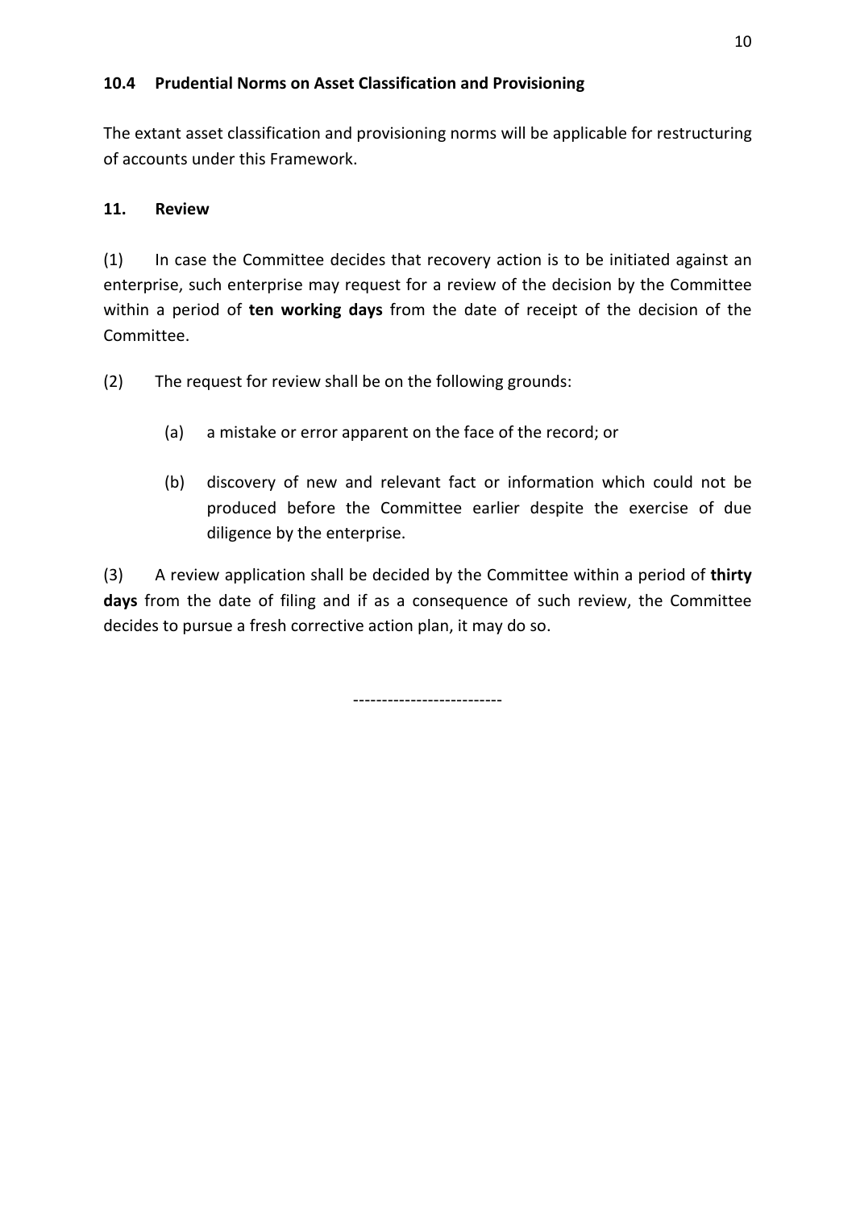### 10.4 Prudential Norms on Asset Classification and Provisioning

The extant asset classification and provisioning norms will be applicable for restructuring of accounts under this Framework.

## 11. Review

(1) In case the Committee decides that recovery action is to be initiated against an enterprise, such enterprise may request for a review of the decision by the Committee within a period of **ten working days** from the date of receipt of the decision of the Committee.

(2) The request for review shall be on the following grounds:

(a) a mistake or error apparent on the face of the record; or

(b) discovery of new and relevant fact or information which could not be produced before the Committee earlier despite the exercise of due diligence by the enterprise.

(3) A review application shall be decided by the Committee within a period of **thirty days** from the date of filing and if as a consequence of such review, the Committee decides to pursue a fresh corrective action plan, it may do so.

-------------------------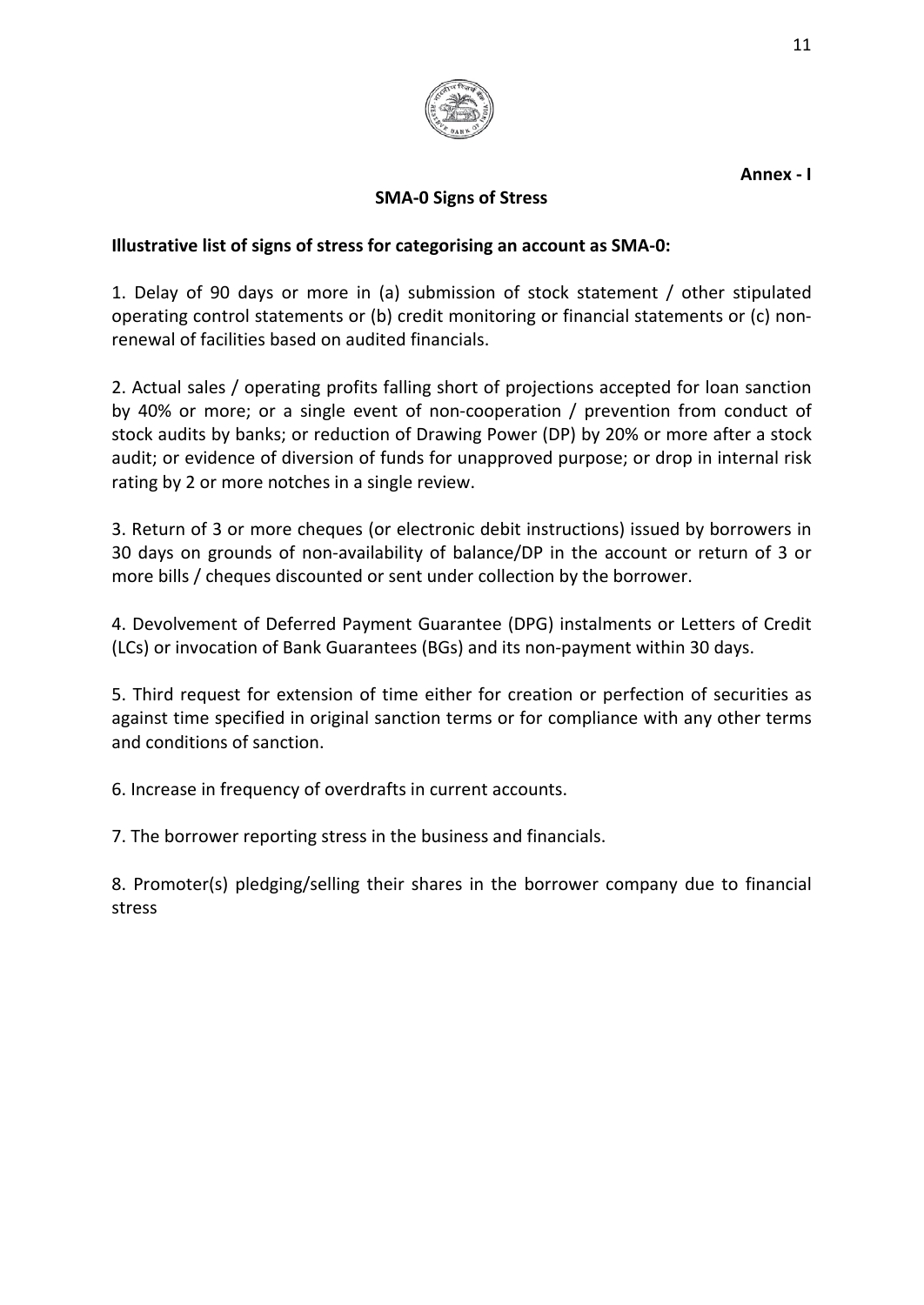**Annex - I**

## SMA-0 Signs of Stress

**Illustrative list of signs of stress for categorising an account as SMA-0:**

1. Delay of 90 days or more in (a) submission of stock statement / other stipulated operating control statements or (b) credit monitoring or financial statements or (c) non-renewal of facilities based on audited financials.

2. Actual sales / operating profits falling short of projections accepted for loan sanction by 40% or more; or a single event of non-cooperation / prevention from conduct of stock audits by banks; or reduction of Drawing Power (DP) by 20% or more after a stock audit; or evidence of diversion of funds for unapproved purpose; or drop in internal risk rating by 2 or more notches in a single review.

3. Return of 3 or more cheques (or electronic debit instructions) issued by borrowers in 30 days on grounds of non-availability of balance/DP in the account or return of 3 or more bills / cheques discounted or sent under collection by the borrower.

4. Devolvement of Deferred Payment Guarantee (DPG) instalments or Letters of Credit (LCs) or invocation of Bank Guarantees (BGs) and its non-payment within 30 days.

5. Third request for extension of time either for creation or perfection of securities as against time specified in original sanction terms or for compliance with any other terms and conditions of sanction.

6. Increase in frequency of overdrafts in current accounts.

7. The borrower reporting stress in the business and financials.

8. Promoter(s) pledging/selling their shares in the borrower company due to financial stress